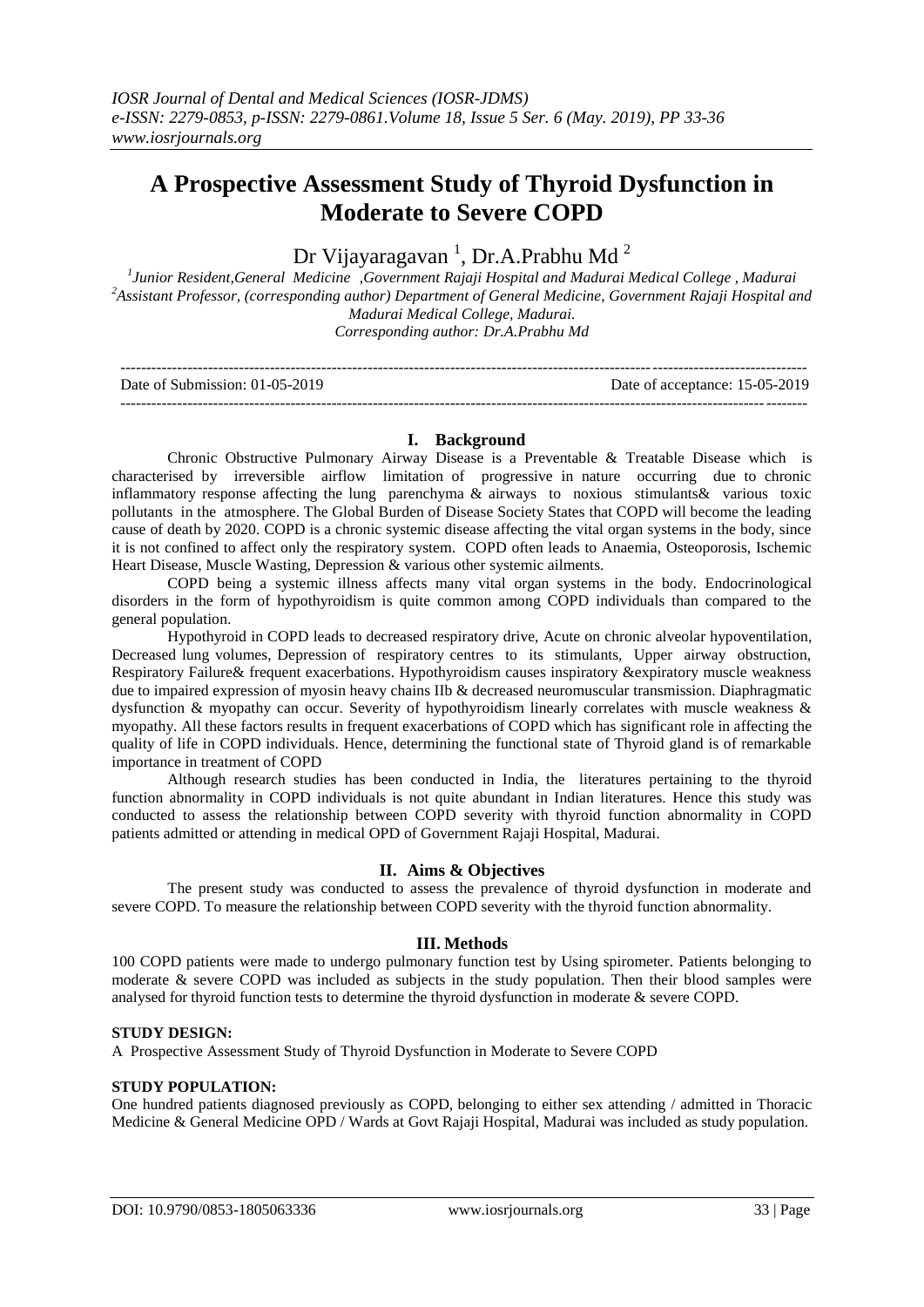# A Prospective Assessment Study of Thyroid Dysfunction in Moderate to Severe COPD

Dr Vijayaragavan [1], Dr.A.Prabhu Md [2]

[1]Junior Resident,General Medicine ,Government Rajaji Hospital and Madurai Medical College , Madurai
[2]Assistant Professor, (corresponding author) Department of General Medicine, Government Rajaji Hospital and Madurai Medical College, Madurai.
*Corresponding author: Dr.A.Prabhu Md*

Date of Submission: 01-05-2019 Date of acceptance: 15-05-2019

## I. Background

Chronic Obstructive Pulmonary Airway Disease is a Preventable & Treatable Disease which is characterised by irreversible airflow limitation of progressive in nature occurring due to chronic inflammatory response affecting the lung parenchyma & airways to noxious stimulants& various toxic pollutants in the atmosphere. The Global Burden of Disease Society States that COPD will become the leading cause of death by 2020. COPD is a chronic systemic disease affecting the vital organ systems in the body, since it is not confined to affect only the respiratory system. COPD often leads to Anaemia, Osteoporosis, Ischemic Heart Disease, Muscle Wasting, Depression & various other systemic ailments.

COPD being a systemic illness affects many vital organ systems in the body. Endocrinological disorders in the form of hypothyroidism is quite common among COPD individuals than compared to the general population.

Hypothyroid in COPD leads to decreased respiratory drive, Acute on chronic alveolar hypoventilation, Decreased lung volumes, Depression of respiratory centres to its stimulants, Upper airway obstruction, Respiratory Failure& frequent exacerbations. Hypothyroidism causes inspiratory &expiratory muscle weakness due to impaired expression of myosin heavy chains IIb & decreased neuromuscular transmission. Diaphragmatic dysfunction & myopathy can occur. Severity of hypothyroidism linearly correlates with muscle weakness & myopathy. All these factors results in frequent exacerbations of COPD which has significant role in affecting the quality of life in COPD individuals. Hence, determining the functional state of Thyroid gland is of remarkable importance in treatment of COPD

Although research studies has been conducted in India, the literatures pertaining to the thyroid function abnormality in COPD individuals is not quite abundant in Indian literatures. Hence this study was conducted to assess the relationship between COPD severity with thyroid function abnormality in COPD patients admitted or attending in medical OPD of Government Rajaji Hospital, Madurai.

## II. Aims & Objectives

The present study was conducted to assess the prevalence of thyroid dysfunction in moderate and severe COPD. To measure the relationship between COPD severity with the thyroid function abnormality.

## III. Methods

100 COPD patients were made to undergo pulmonary function test by Using spirometer. Patients belonging to moderate & severe COPD was included as subjects in the study population. Then their blood samples were analysed for thyroid function tests to determine the thyroid dysfunction in moderate & severe COPD.

**STUDY DESIGN:**

A Prospective Assessment Study of Thyroid Dysfunction in Moderate to Severe COPD

**STUDY POPULATION:**

One hundred patients diagnosed previously as COPD, belonging to either sex attending / admitted in Thoracic Medicine & General Medicine OPD / Wards at Govt Rajaji Hospital, Madurai was included as study population.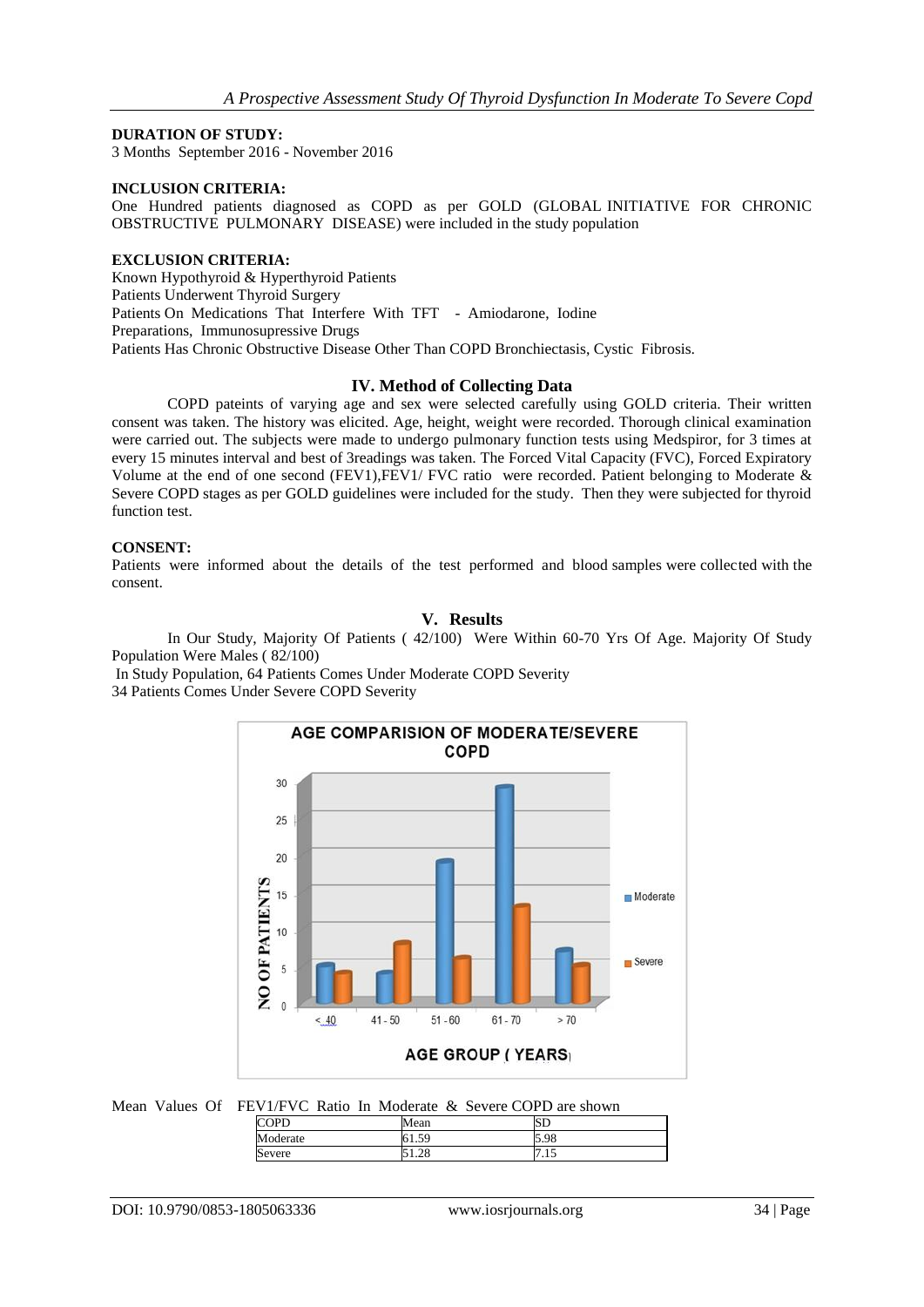**DURATION OF STUDY:**

3 Months September 2016 - November 2016

**INCLUSION CRITERIA:**

One Hundred patients diagnosed as COPD as per GOLD (GLOBAL INITIATIVE FOR CHRONIC OBSTRUCTIVE PULMONARY DISEASE) were included in the study population

**EXCLUSION CRITERIA:**

Known Hypothyroid & Hyperthyroid Patients
Patients Underwent Thyroid Surgery
Patients On Medications That Interfere With TFT - Amiodarone, Iodine Preparations, Immunosupressive Drugs
Patients Has Chronic Obstructive Disease Other Than COPD Bronchiectasis, Cystic Fibrosis.

## IV. Method of Collecting Data

COPD pateints of varying age and sex were selected carefully using GOLD criteria. Their written consent was taken. The history was elicited. Age, height, weight were recorded. Thorough clinical examination were carried out. The subjects were made to undergo pulmonary function tests using Medspiror, for 3 times at every 15 minutes interval and best of 3readings was taken. The Forced Vital Capacity (FVC), Forced Expiratory Volume at the end of one second (FEV1),FEV1/ FVC ratio were recorded. Patient belonging to Moderate & Severe COPD stages as per GOLD guidelines were included for the study. Then they were subjected for thyroid function test.

**CONSENT:**

Patients were informed about the details of the test performed and blood samples were collected with the consent.

## V. Results

In Our Study, Majority Of Patients ( 42/100) Were Within 60-70 Yrs Of Age. Majority Of Study Population Were Males ( 82/100)

In Study Population, 64 Patients Comes Under Moderate COPD Severity
34 Patients Comes Under Severe COPD Severity

**AGE COMPARISION OF MODERATE/SEVERE COPD**

| AGE GROUP ( YEARS) | Moderate | Severe |
|---|---|---|
| < 40 | 5 | 4 |
| 41 - 50 | 4 | 8 |
| 51 - 60 | 19 | 6 |
| 61 - 70 | 29 | 13 |
| > 70 | 7 | 5 |

Mean Values Of FEV1/FVC Ratio In Moderate & Severe COPD are shown

| COPD | Mean | SD |
|---|---|---|
| Moderate | 61.59 | 5.98 |
| Severe | 51.28 | 7.15 |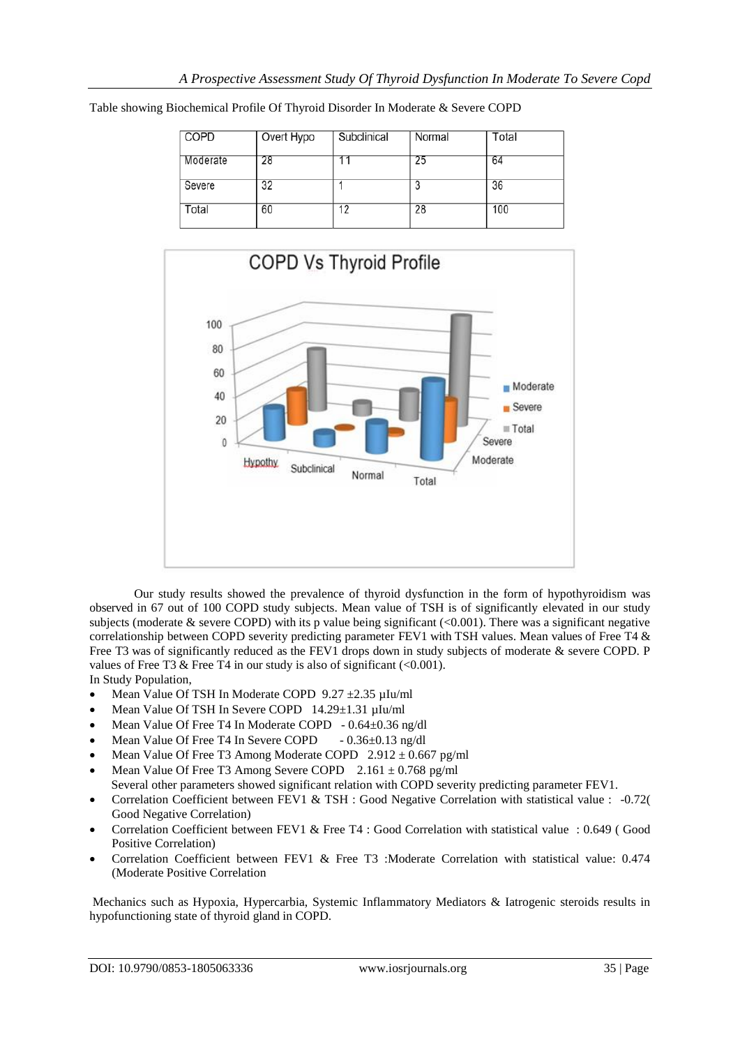Table showing Biochemical Profile Of Thyroid Disorder In Moderate & Severe COPD

| COPD | Overt Hypo | Subclinical | Normal | Total |
|---|---|---|---|---|
| Moderate | 28 | 11 | 25 | 64 |
| Severe | 32 | 1 | 3 | 36 |
| Total | 60 | 12 | 28 | 100 |

Our study results showed the prevalence of thyroid dysfunction in the form of hypothyroidism was observed in 67 out of 100 COPD study subjects. Mean value of TSH is of significantly elevated in our study subjects (moderate & severe COPD) with its p value being significant (<0.001). There was a significant negative correlationship between COPD severity predicting parameter FEV1 with TSH values. Mean values of Free T4 & Free T3 was of significantly reduced as the FEV1 drops down in study subjects of moderate & severe COPD. P values of Free T3 & Free T4 in our study is also of significant (<0.001).

In Study Population,

- Mean Value Of TSH In Moderate COPD 9.27 ±2.35 µIu/ml
- Mean Value Of TSH In Severe COPD 14.29±1.31 µIu/ml
- Mean Value Of Free T4 In Moderate COPD - 0.64±0.36 ng/dl
- Mean Value Of Free T4 In Severe COPD - 0.36±0.13 ng/dl
- Mean Value Of Free T3 Among Moderate COPD 2.912 ± 0.667 pg/ml
- Mean Value Of Free T3 Among Severe COPD 2.161 ± 0.768 pg/ml

Several other parameters showed significant relation with COPD severity predicting parameter FEV1.

- Correlation Coefficient between FEV1 & TSH : Good Negative Correlation with statistical value : -0.72( Good Negative Correlation)
- Correlation Coefficient between FEV1 & Free T4 : Good Correlation with statistical value : 0.649 ( Good Positive Correlation)
- Correlation Coefficient between FEV1 & Free T3 :Moderate Correlation with statistical value: 0.474 (Moderate Positive Correlation

Mechanics such as Hypoxia, Hypercarbia, Systemic Inflammatory Mediators & Iatrogenic steroids results in hypofunctioning state of thyroid gland in COPD.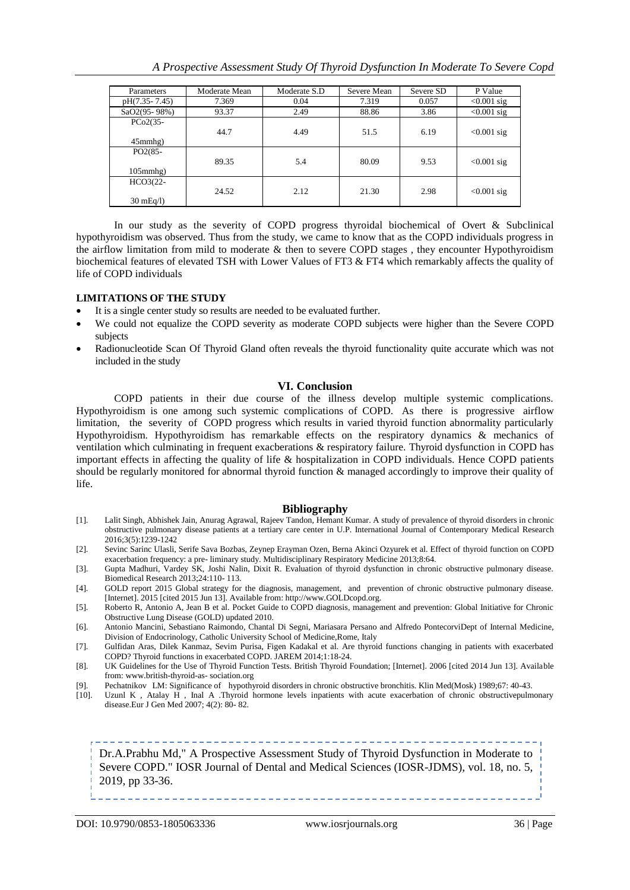| Parameters | Moderate Mean | Moderate S.D | Severe Mean | Severe SD | P Value |
|---|---|---|---|---|---|
| pH(7.35- 7.45) | 7.369 | 0.04 | 7.319 | 0.057 | <0.001 sig |
| $SaO_2$(95- 98%) | 93.37 | 2.49 | 88.86 | 3.86 | <0.001 sig |
| $PCo_2$(35- 45mmhg) | 44.7 | 4.49 | 51.5 | 6.19 | <0.001 sig |
| $PO_2$(85- 105mmhg) | 89.35 | 5.4 | 80.09 | 9.53 | <0.001 sig |
| $HCO_3$(22- 30 mEq/l) | 24.52 | 2.12 | 21.30 | 2.98 | <0.001 sig |

In our study as the severity of COPD progress thyroidal biochemical of Overt & Subclinical hypothyroidism was observed. Thus from the study, we came to know that as the COPD individuals progress in the airflow limitation from mild to moderate & then to severe COPD stages , they encounter Hypothyroidism biochemical features of elevated TSH with Lower Values of FT3 & FT4 which remarkably affects the quality of life of COPD individuals

**LIMITATIONS OF THE STUDY**

- It is a single center study so results are needed to be evaluated further.
- We could not equalize the COPD severity as moderate COPD subjects were higher than the Severe COPD subjects
- Radionucleotide Scan Of Thyroid Gland often reveals the thyroid functionality quite accurate which was not included in the study

## VI. Conclusion

COPD patients in their due course of the illness develop multiple systemic complications. Hypothyroidism is one among such systemic complications of COPD. As there is progressive airflow limitation, the severity of COPD progress which results in varied thyroid function abnormality particularly Hypothyroidism. Hypothyroidism has remarkable effects on the respiratory dynamics & mechanics of ventilation which culminating in frequent exacberations & respiratory failure. Thyroid dysfunction in COPD has important effects in affecting the quality of life & hospitalization in COPD individuals. Hence COPD patients should be regularly monitored for abnormal thyroid function & managed accordingly to improve their quality of life.

## Bibliography

[1]. Lalit Singh, Abhishek Jain, Anurag Agrawal, Rajeev Tandon, Hemant Kumar. A study of prevalence of thyroid disorders in chronic obstructive pulmonary disease patients at a tertiary care center in U.P. International Journal of Contemporary Medical Research 2016;3(5):1239-1242

[2]. Sevinc Sarinc Ulasli, Serife Sava Bozbas, Zeynep Erayman Ozen, Berna Akinci Ozyurek et al. Effect of thyroid function on COPD exacerbation frequency: a pre- liminary study. Multidisciplinary Respiratory Medicine 2013;8:64.

[3]. Gupta Madhuri, Vardey SK, Joshi Nalin, Dixit R. Evaluation of thyroid dysfunction in chronic obstructive pulmonary disease. Biomedical Research 2013;24:110- 113.

[4]. GOLD report 2015 Global strategy for the diagnosis, management, and prevention of chronic obstructive pulmonary disease. [Internet]. 2015 [cited 2015 Jun 13]. Available from: http://www.GOLDcopd.org.

[5]. Roberto R, Antonio A, Jean B et al. Pocket Guide to COPD diagnosis, management and prevention: Global Initiative for Chronic Obstructive Lung Disease (GOLD) updated 2010.

[6]. Antonio Mancini, Sebastiano Raimondo, Chantal Di Segni, Mariasara Persano and Alfredo PontecorviDept of Internal Medicine, Division of Endocrinology, Catholic University School of Medicine,Rome, Italy

[7]. Gulfidan Aras, Dilek Kanmaz, Sevim Purisa, Figen Kadakal et al. Are thyroid functions changing in patients with exacerbated COPD? Thyroid functions in exacerbated COPD. JAREM 2014;1:18-24.

[8]. UK Guidelines for the Use of Thyroid Function Tests. British Thyroid Foundation; [Internet]. 2006 [cited 2014 Jun 13]. Available from: www.british-thyroid-as- sociation.org

[9]. Pechatnikov LM: Significance of hypothyroid disorders in chronic obstructive bronchitis. Klin Med(Mosk) 1989;67: 40-43.

[10]. Uzunl K , Atalay H , Inal A .Thyroid hormone levels inpatients with acute exacerbation of chronic obstructivepulmonary disease.Eur J Gen Med 2007; 4(2): 80- 82.

Dr.A.Prabhu Md," A Prospective Assessment Study of Thyroid Dysfunction in Moderate to Severe COPD." IOSR Journal of Dental and Medical Sciences (IOSR-JDMS), vol. 18, no. 5, 2019, pp 33-36.